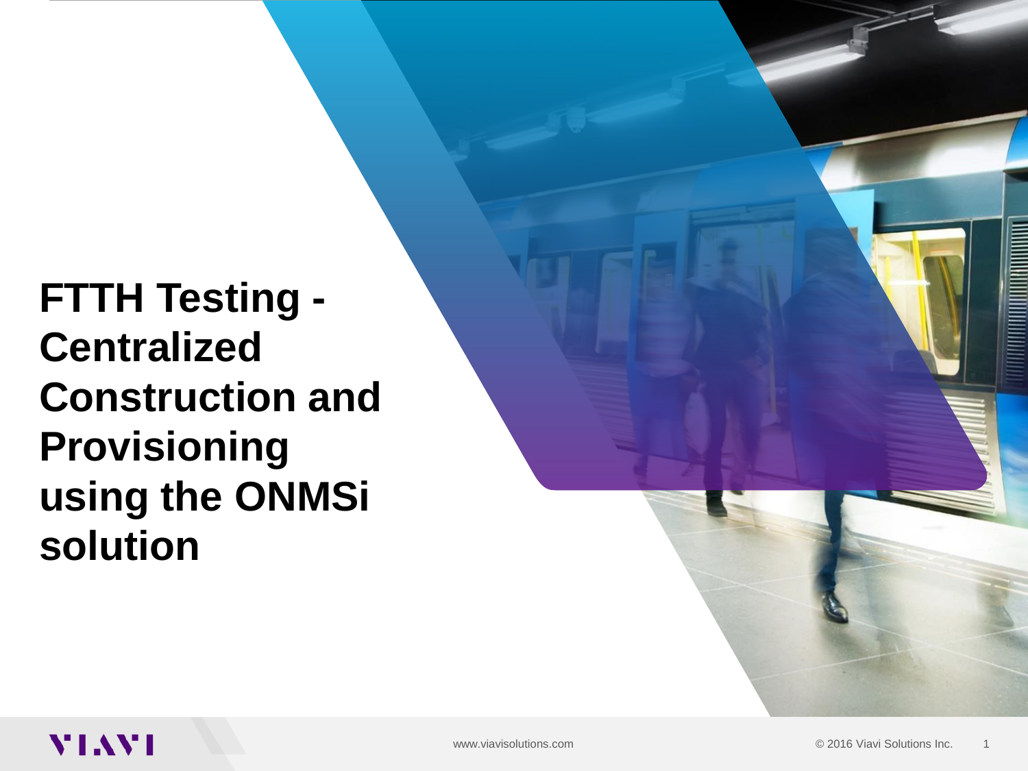# FTTH Testing - Centralized Construction and Provisioning using the ONMSi solution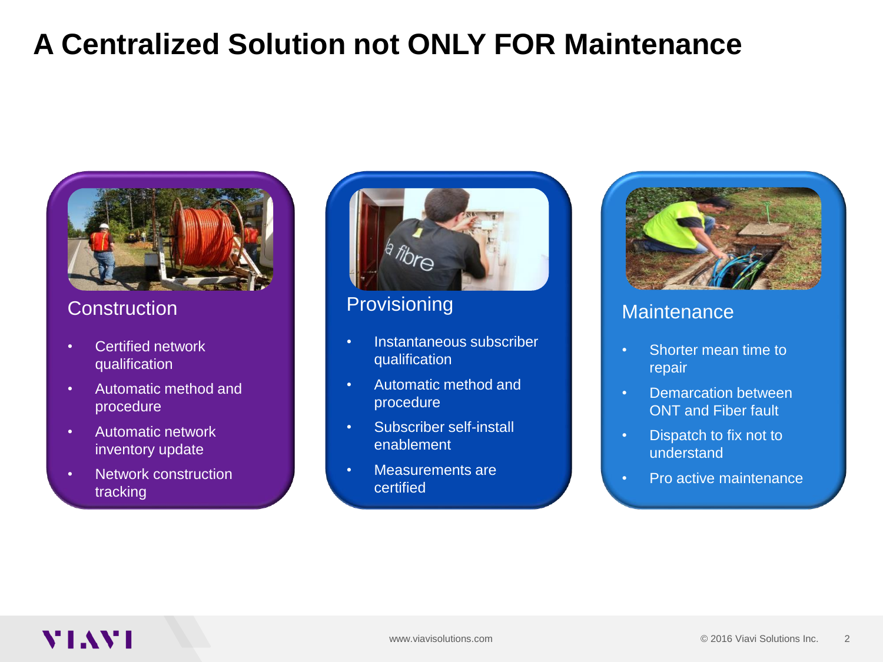# A Centralized Solution not ONLY FOR Maintenance

## Construction

- Certified network qualification
- Automatic method and procedure
- Automatic network inventory update
- Network construction tracking

## Provisioning

- Instantaneous subscriber qualification
- Automatic method and procedure
- Subscriber self-install enablement
- Measurements are certified

## Maintenance

- Shorter mean time to repair
- Demarcation between ONT and Fiber fault
- Dispatch to fix not to understand
- Pro active maintenance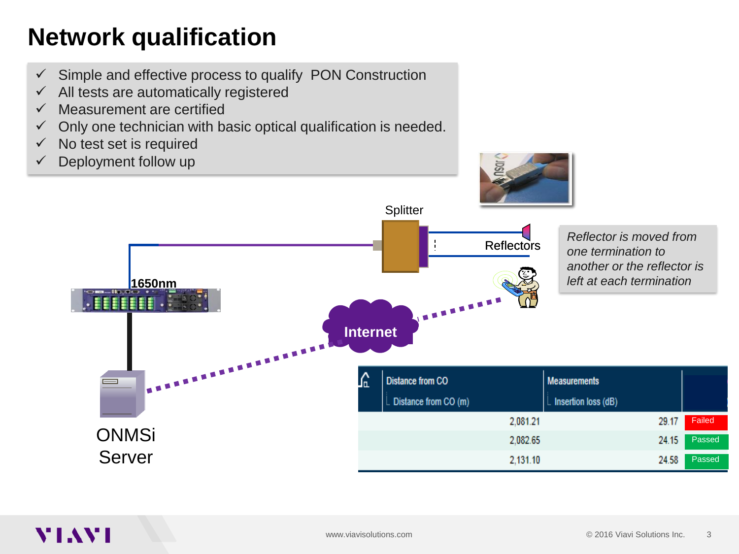# Network qualification

- ✓ Simple and effective process to qualify PON Construction
- ✓ All tests are automatically registered
- ✓ Measurement are certified
- ✓ Only one technician with basic optical qualification is needed.
- ✓ No test set is required
- ✓ Deployment follow up

Splitter

Reflectors

*Reflector is moved from one termination to another or the reflector is left at each termination*

1650nm

Internet

ONMSi Server

| Distance from CO<br>Distance from CO (m) | Measurements<br>Insertion loss (dB) | |
|---|---|---|
| 2,081.21 | 29.17 | Failed |
| 2,082.65 | 24.15 | Passed |
| 2,131.10 | 24.58 | Passed |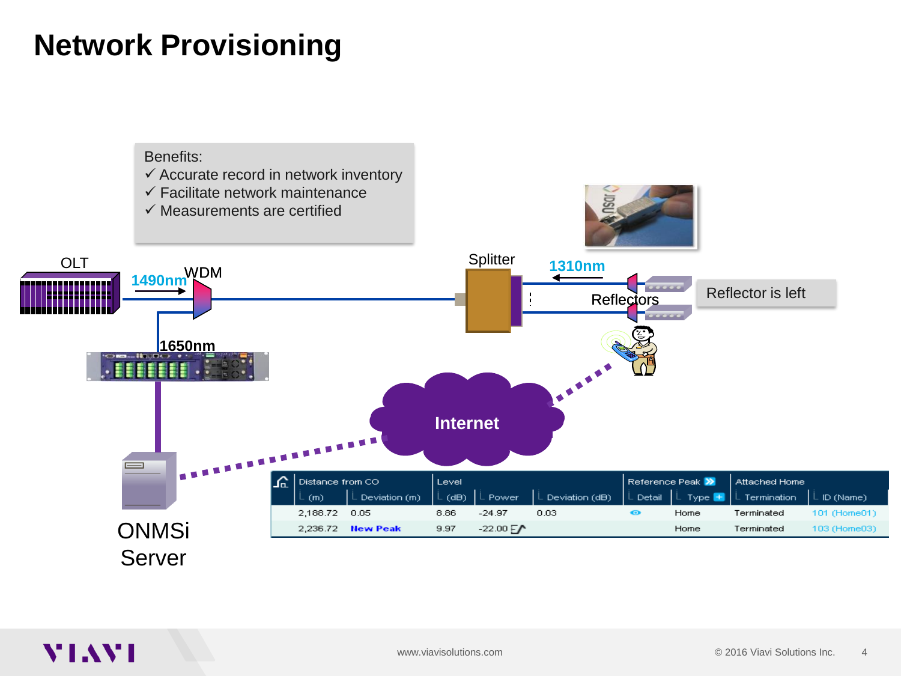# Network Provisioning

Benefits:
- ✓ Accurate record in network inventory
- ✓ Facilitate network maintenance
- ✓ Measurements are certified

OLT

1490nm

WDM

1650nm

Splitter

1310nm

Reflectors

Reflector is left

Internet

ONMSi Server

| Distance from CO (m) | Deviation (m) | Level (dB) | Power | Deviation (dB) | Reference Peak Detail | Type | Attached Home Termination | ID (Name) |
|---|---|---|---|---|---|---|---|---|
| 2,188.72 | 0.05 | 8.86 | -24.97 | 0.03 | | Home | Terminated | 101 (Home01) |
| 2,236.72 | New Peak | 9.97 | -22.00 | | | Home | Terminated | 103 (Home03) |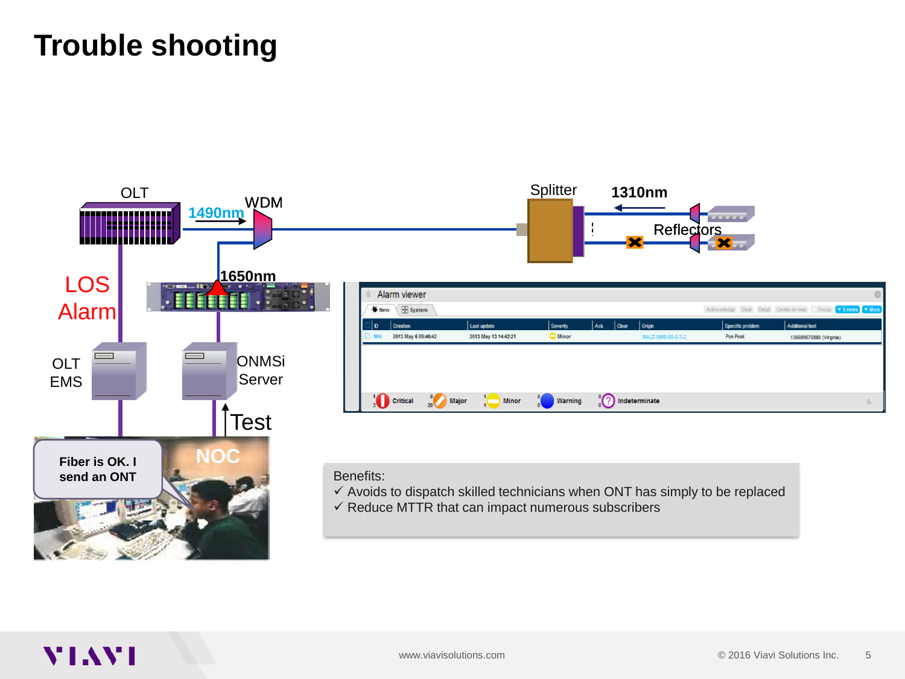# Trouble shooting

OLT

1490nm

WDM

Splitter

1310nm

Reflectors

1650nm

LOS Alarm

OLT EMS

ONMSi Server

Test

NOC

Fiber is OK. I send an ONT

Alarm viewer

| ID | Creation | Last update | Severity | Ack. | Clear | Origin | Specific problem | Additional text |
|---|---|---|---|---|---|---|---|---|
| 904 | 2013 May 6 09:40:42 | 2013 May 13 14:42:21 | Minor | | | MALZ-5600-00-0-3-2 | Pon Peak | 139985670880 (Virginia) |

Critical | Major | Minor | Warning | Indeterminate

Benefits:

- ✓ Avoids to dispatch skilled technicians when ONT has simply to be replaced
- ✓ Reduce MTTR that can impact numerous subscribers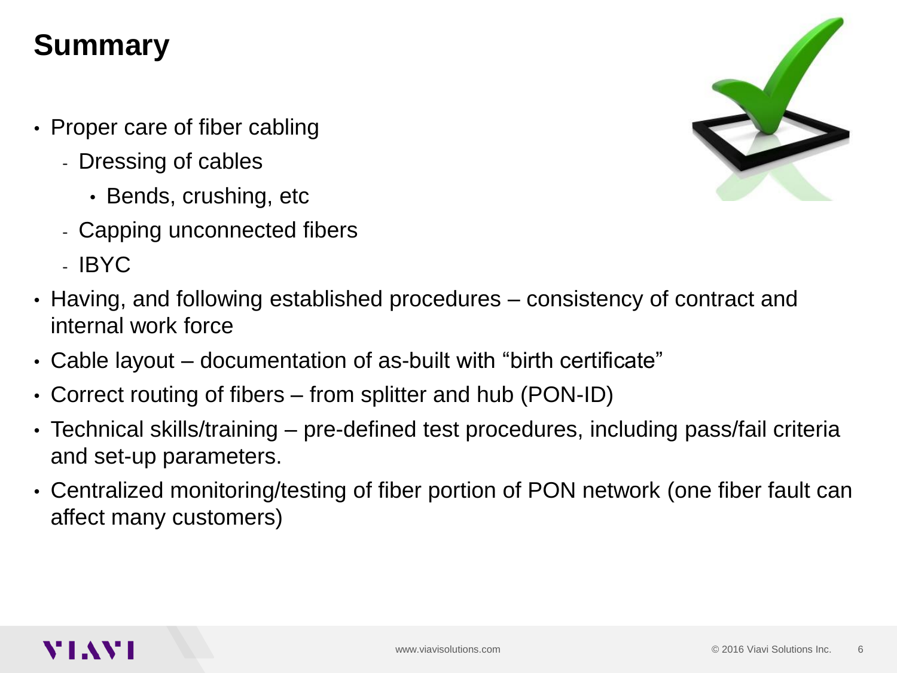# Summary

- Proper care of fiber cabling
  - Dressing of cables
    - Bends, crushing, etc
  - Capping unconnected fibers
  - IBYC
- Having, and following established procedures – consistency of contract and internal work force
- Cable layout – documentation of as-built with "birth certificate"
- Correct routing of fibers – from splitter and hub (PON-ID)
- Technical skills/training – pre-defined test procedures, including pass/fail criteria and set-up parameters.
- Centralized monitoring/testing of fiber portion of PON network (one fiber fault can affect many customers)